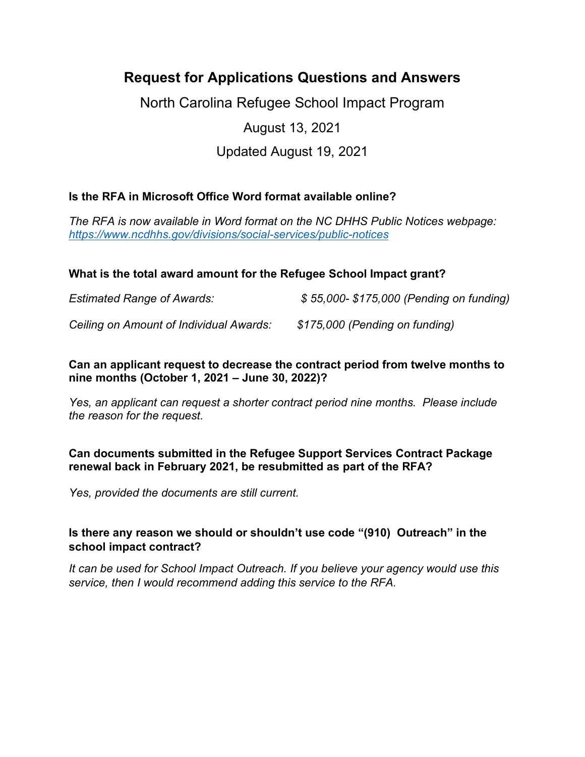# Request for Applications Questions and Answers

North Carolina Refugee School Impact Program

August 13, 2021

Updated August 19, 2021

**Is the RFA in Microsoft Office Word format available online?**

*The RFA is now available in Word format on the NC DHHS Public Notices webpage:* *https://www.ncdhhs.gov/divisions/social-services/public-notices*

**What is the total award amount for the Refugee School Impact grant?**

| | |
|---|---|
| *Estimated Range of Awards:* | *$ 55,000- $175,000 (Pending on funding)* |
| *Ceiling on Amount of Individual Awards:* | *$175,000 (Pending on funding)* |

**Can an applicant request to decrease the contract period from twelve months to nine months (October 1, 2021 – June 30, 2022)?**

*Yes, an applicant can request a shorter contract period nine months. Please include the reason for the request.*

**Can documents submitted in the Refugee Support Services Contract Package renewal back in February 2021, be resubmitted as part of the RFA?**

*Yes, provided the documents are still current.*

**Is there any reason we should or shouldn't use code "(910) Outreach" in the school impact contract?**

*It can be used for School Impact Outreach. If you believe your agency would use this service, then I would recommend adding this service to the RFA.*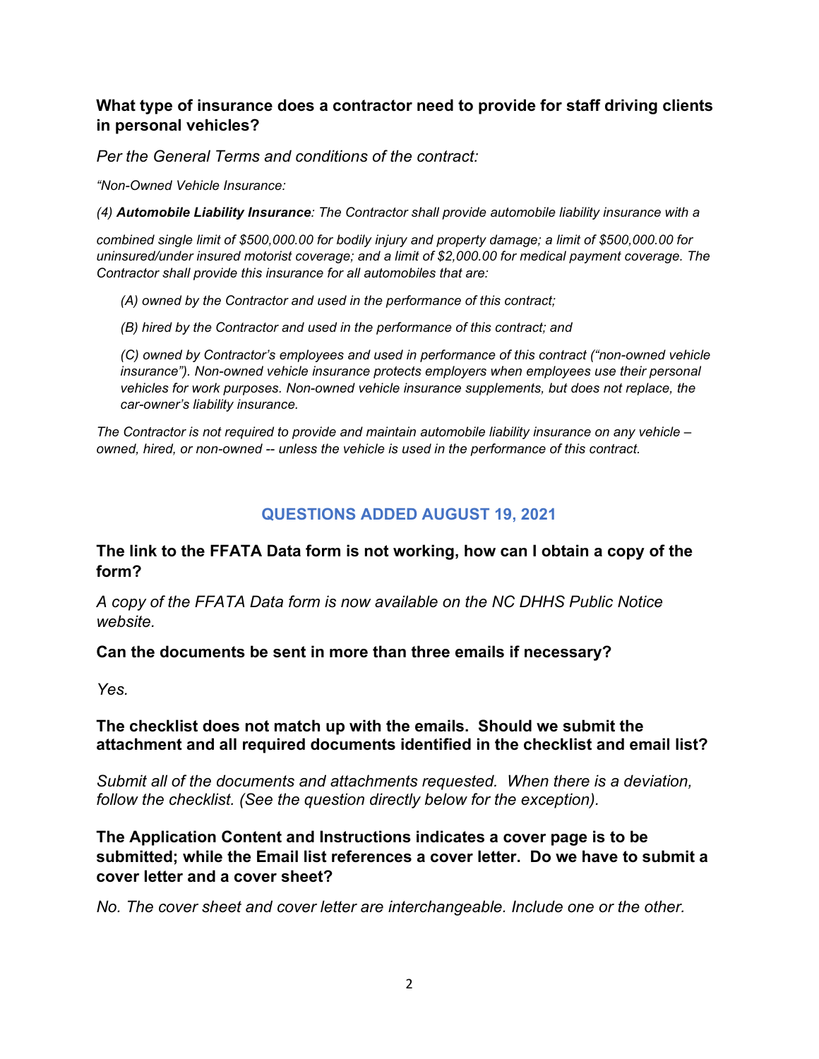**What type of insurance does a contractor need to provide for staff driving clients in personal vehicles?**

*Per the General Terms and conditions of the contract:*

*"Non-Owned Vehicle Insurance:*

*(4) **Automobile Liability Insurance**: The Contractor shall provide automobile liability insurance with a combined single limit of $500,000.00 for bodily injury and property damage; a limit of $500,000.00 for uninsured/under insured motorist coverage; and a limit of $2,000.00 for medical payment coverage. The Contractor shall provide this insurance for all automobiles that are:*

> *(A) owned by the Contractor and used in the performance of this contract;*
>
> *(B) hired by the Contractor and used in the performance of this contract; and*
>
> *(C) owned by Contractor's employees and used in performance of this contract ("non-owned vehicle insurance"). Non-owned vehicle insurance protects employers when employees use their personal vehicles for work purposes. Non-owned vehicle insurance supplements, but does not replace, the car-owner's liability insurance.*

*The Contractor is not required to provide and maintain automobile liability insurance on any vehicle – owned, hired, or non-owned -- unless the vehicle is used in the performance of this contract.*

## QUESTIONS ADDED AUGUST 19, 2021

**The link to the FFATA Data form is not working, how can I obtain a copy of the form?**

*A copy of the FFATA Data form is now available on the NC DHHS Public Notice website.*

**Can the documents be sent in more than three emails if necessary?**

*Yes.*

**The checklist does not match up with the emails. Should we submit the attachment and all required documents identified in the checklist and email list?**

*Submit all of the documents and attachments requested. When there is a deviation, follow the checklist. (See the question directly below for the exception).*

**The Application Content and Instructions indicates a cover page is to be submitted; while the Email list references a cover letter. Do we have to submit a cover letter and a cover sheet?**

*No. The cover sheet and cover letter are interchangeable. Include one or the other.*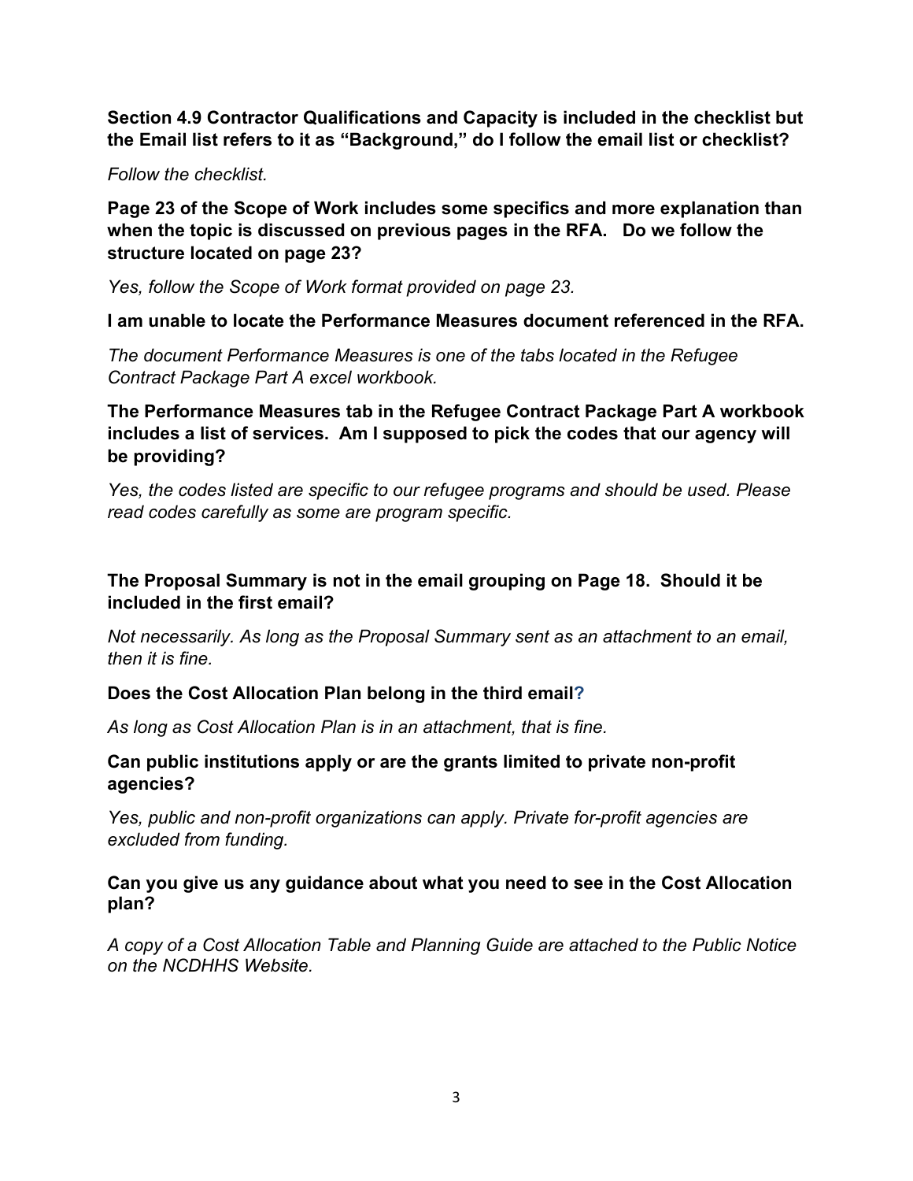**Section 4.9 Contractor Qualifications and Capacity is included in the checklist but the Email list refers to it as "Background," do I follow the email list or checklist?**

*Follow the checklist.*

**Page 23 of the Scope of Work includes some specifics and more explanation than when the topic is discussed on previous pages in the RFA. Do we follow the structure located on page 23?**

*Yes, follow the Scope of Work format provided on page 23.*

**I am unable to locate the Performance Measures document referenced in the RFA.**

*The document Performance Measures is one of the tabs located in the Refugee Contract Package Part A excel workbook.*

**The Performance Measures tab in the Refugee Contract Package Part A workbook includes a list of services. Am I supposed to pick the codes that our agency will be providing?**

*Yes, the codes listed are specific to our refugee programs and should be used. Please read codes carefully as some are program specific.*

**The Proposal Summary is not in the email grouping on Page 18. Should it be included in the first email?**

*Not necessarily. As long as the Proposal Summary sent as an attachment to an email, then it is fine.*

**Does the Cost Allocation Plan belong in the third email?**

*As long as Cost Allocation Plan is in an attachment, that is fine.*

**Can public institutions apply or are the grants limited to private non-profit agencies?**

*Yes, public and non-profit organizations can apply. Private for-profit agencies are excluded from funding.*

**Can you give us any guidance about what you need to see in the Cost Allocation plan?**

*A copy of a Cost Allocation Table and Planning Guide are attached to the Public Notice on the NCDHHS Website.*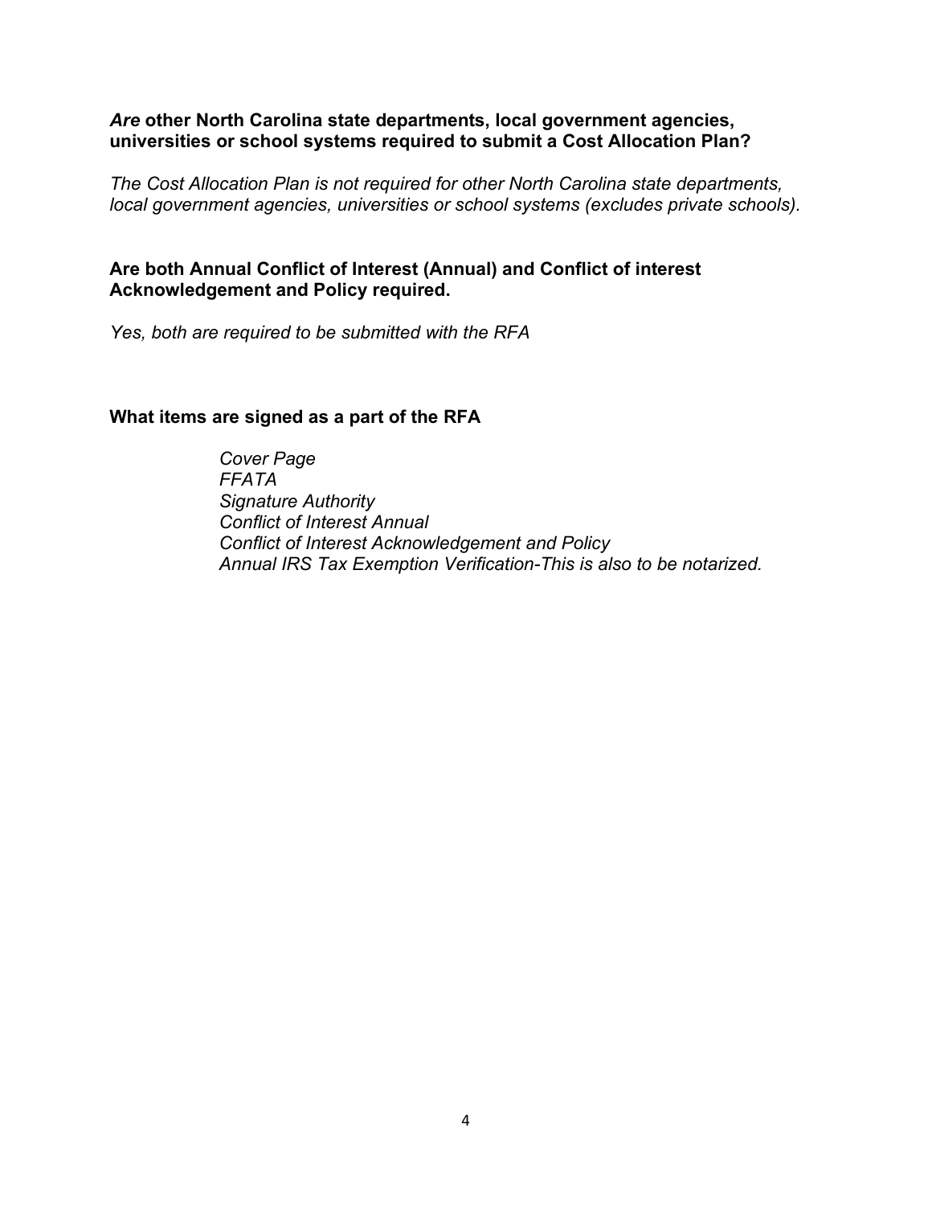***Are* other North Carolina state departments, local government agencies, universities or school systems required to submit a Cost Allocation Plan?**

*The Cost Allocation Plan is not required for other North Carolina state departments, local government agencies, universities or school systems (excludes private schools).*

**Are both Annual Conflict of Interest (Annual) and Conflict of interest Acknowledgement and Policy required.**

*Yes, both are required to be submitted with the RFA*

**What items are signed as a part of the RFA**

*Cover Page*
*FFATA*
*Signature Authority*
*Conflict of Interest Annual*
*Conflict of Interest Acknowledgement and Policy*
*Annual IRS Tax Exemption Verification-This is also to be notarized.*